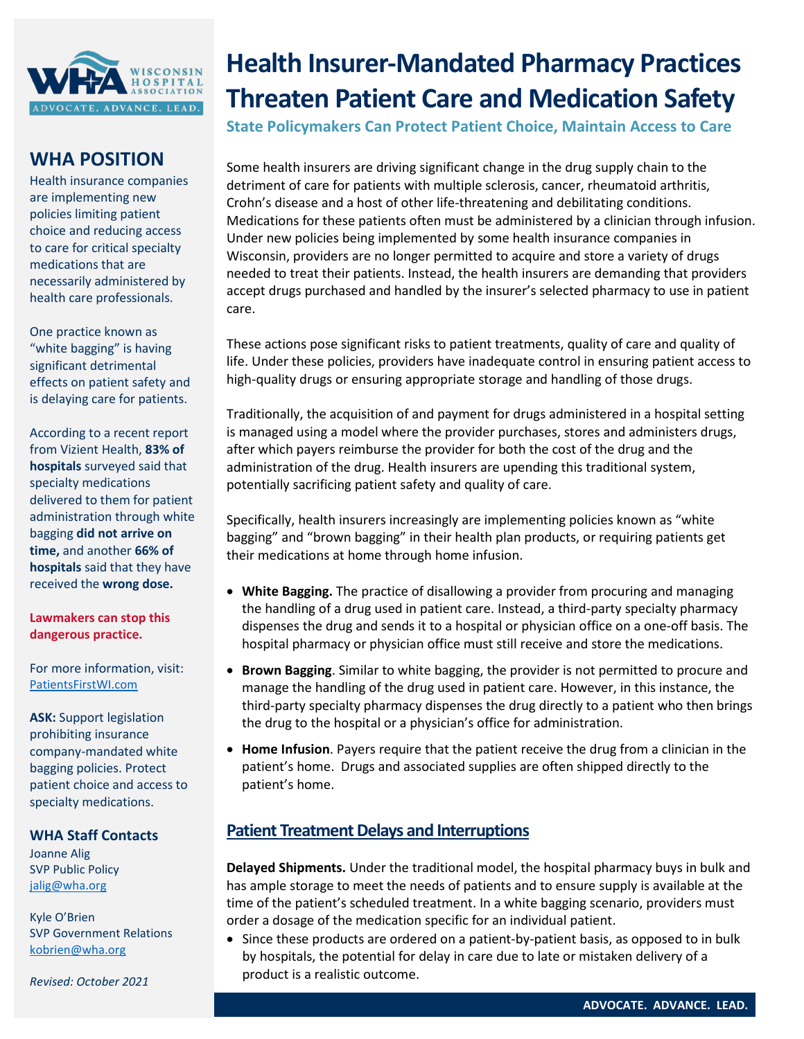# Health Insurer-Mandated Pharmacy Practices Threaten Patient Care and Medication Safety

### State Policymakers Can Protect Patient Choice, Maintain Access to Care

Some health insurers are driving significant change in the drug supply chain to the detriment of care for patients with multiple sclerosis, cancer, rheumatoid arthritis, Crohn's disease and a host of other life-threatening and debilitating conditions. Medications for these patients often must be administered by a clinician through infusion. Under new policies being implemented by some health insurance companies in Wisconsin, providers are no longer permitted to acquire and store a variety of drugs needed to treat their patients. Instead, the health insurers are demanding that providers accept drugs purchased and handled by the insurer's selected pharmacy to use in patient care.

These actions pose significant risks to patient treatments, quality of care and quality of life. Under these policies, providers have inadequate control in ensuring patient access to high-quality drugs or ensuring appropriate storage and handling of those drugs.

Traditionally, the acquisition of and payment for drugs administered in a hospital setting is managed using a model where the provider purchases, stores and administers drugs, after which payers reimburse the provider for both the cost of the drug and the administration of the drug. Health insurers are upending this traditional system, potentially sacrificing patient safety and quality of care.

Specifically, health insurers increasingly are implementing policies known as "white bagging" and "brown bagging" in their health plan products, or requiring patients get their medications at home through home infusion.

- **White Bagging.** The practice of disallowing a provider from procuring and managing the handling of a drug used in patient care. Instead, a third-party specialty pharmacy dispenses the drug and sends it to a hospital or physician office on a one-off basis. The hospital pharmacy or physician office must still receive and store the medications.
- **Brown Bagging**. Similar to white bagging, the provider is not permitted to procure and manage the handling of the drug used in patient care. However, in this instance, the third-party specialty pharmacy dispenses the drug directly to a patient who then brings the drug to the hospital or a physician's office for administration.
- **Home Infusion**. Payers require that the patient receive the drug from a clinician in the patient's home. Drugs and associated supplies are often shipped directly to the patient's home.

## Patient Treatment Delays and Interruptions

**Delayed Shipments.** Under the traditional model, the hospital pharmacy buys in bulk and has ample storage to meet the needs of patients and to ensure supply is available at the time of the patient's scheduled treatment. In a white bagging scenario, providers must order a dosage of the medication specific for an individual patient.

- Since these products are ordered on a patient-by-patient basis, as opposed to in bulk by hospitals, the potential for delay in care due to late or mistaken delivery of a product is a realistic outcome.

## WHA POSITION

Health insurance companies are implementing new policies limiting patient choice and reducing access to care for critical specialty medications that are necessarily administered by health care professionals.

One practice known as "white bagging" is having significant detrimental effects on patient safety and is delaying care for patients.

According to a recent report from Vizient Health, **83% of hospitals** surveyed said that specialty medications delivered to them for patient administration through white bagging **did not arrive on time,** and another **66% of hospitals** said that they have received the **wrong dose.**

**Lawmakers can stop this dangerous practice.**

For more information, visit: PatientsFirstWI.com

**ASK:** Support legislation prohibiting insurance company-mandated white bagging policies. Protect patient choice and access to specialty medications.

### WHA Staff Contacts

Joanne Alig
SVP Public Policy
jalig@wha.org

Kyle O'Brien
SVP Government Relations
kobrien@wha.org

*Revised: October 2021*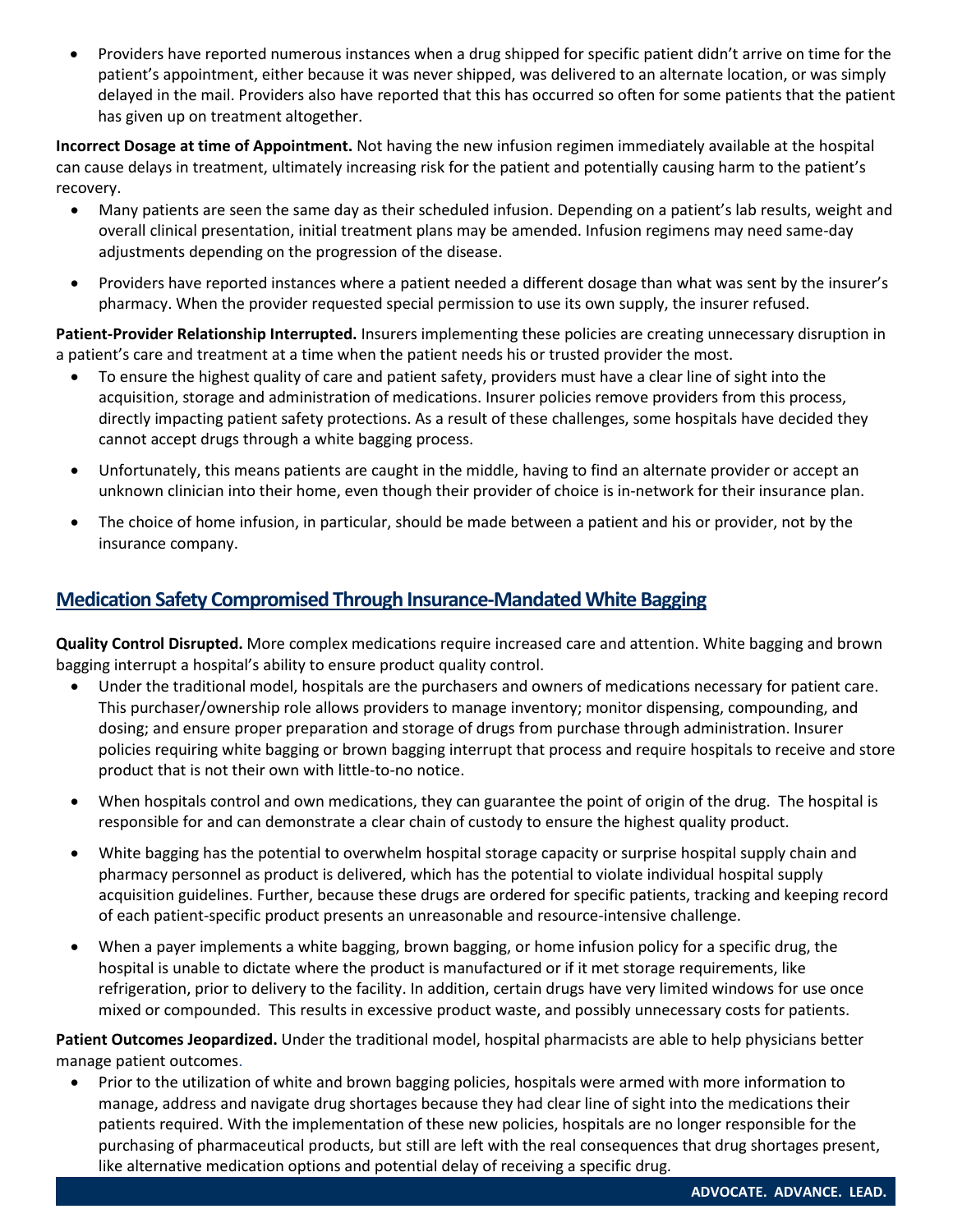- Providers have reported numerous instances when a drug shipped for specific patient didn't arrive on time for the patient's appointment, either because it was never shipped, was delivered to an alternate location, or was simply delayed in the mail. Providers also have reported that this has occurred so often for some patients that the patient has given up on treatment altogether.

**Incorrect Dosage at time of Appointment.** Not having the new infusion regimen immediately available at the hospital can cause delays in treatment, ultimately increasing risk for the patient and potentially causing harm to the patient's recovery.

- Many patients are seen the same day as their scheduled infusion. Depending on a patient's lab results, weight and overall clinical presentation, initial treatment plans may be amended. Infusion regimens may need same-day adjustments depending on the progression of the disease.
- Providers have reported instances where a patient needed a different dosage than what was sent by the insurer's pharmacy. When the provider requested special permission to use its own supply, the insurer refused.

**Patient-Provider Relationship Interrupted.** Insurers implementing these policies are creating unnecessary disruption in a patient's care and treatment at a time when the patient needs his or trusted provider the most.

- To ensure the highest quality of care and patient safety, providers must have a clear line of sight into the acquisition, storage and administration of medications. Insurer policies remove providers from this process, directly impacting patient safety protections. As a result of these challenges, some hospitals have decided they cannot accept drugs through a white bagging process.
- Unfortunately, this means patients are caught in the middle, having to find an alternate provider or accept an unknown clinician into their home, even though their provider of choice is in-network for their insurance plan.
- The choice of home infusion, in particular, should be made between a patient and his or provider, not by the insurance company.

## Medication Safety Compromised Through Insurance-Mandated White Bagging

**Quality Control Disrupted.** More complex medications require increased care and attention. White bagging and brown bagging interrupt a hospital's ability to ensure product quality control.

- Under the traditional model, hospitals are the purchasers and owners of medications necessary for patient care. This purchaser/ownership role allows providers to manage inventory; monitor dispensing, compounding, and dosing; and ensure proper preparation and storage of drugs from purchase through administration. Insurer policies requiring white bagging or brown bagging interrupt that process and require hospitals to receive and store product that is not their own with little-to-no notice.
- When hospitals control and own medications, they can guarantee the point of origin of the drug. The hospital is responsible for and can demonstrate a clear chain of custody to ensure the highest quality product.
- White bagging has the potential to overwhelm hospital storage capacity or surprise hospital supply chain and pharmacy personnel as product is delivered, which has the potential to violate individual hospital supply acquisition guidelines. Further, because these drugs are ordered for specific patients, tracking and keeping record of each patient-specific product presents an unreasonable and resource-intensive challenge.
- When a payer implements a white bagging, brown bagging, or home infusion policy for a specific drug, the hospital is unable to dictate where the product is manufactured or if it met storage requirements, like refrigeration, prior to delivery to the facility. In addition, certain drugs have very limited windows for use once mixed or compounded. This results in excessive product waste, and possibly unnecessary costs for patients.

**Patient Outcomes Jeopardized.** Under the traditional model, hospital pharmacists are able to help physicians better manage patient outcomes.

- Prior to the utilization of white and brown bagging policies, hospitals were armed with more information to manage, address and navigate drug shortages because they had clear line of sight into the medications their patients required. With the implementation of these new policies, hospitals are no longer responsible for the purchasing of pharmaceutical products, but still are left with the real consequences that drug shortages present, like alternative medication options and potential delay of receiving a specific drug.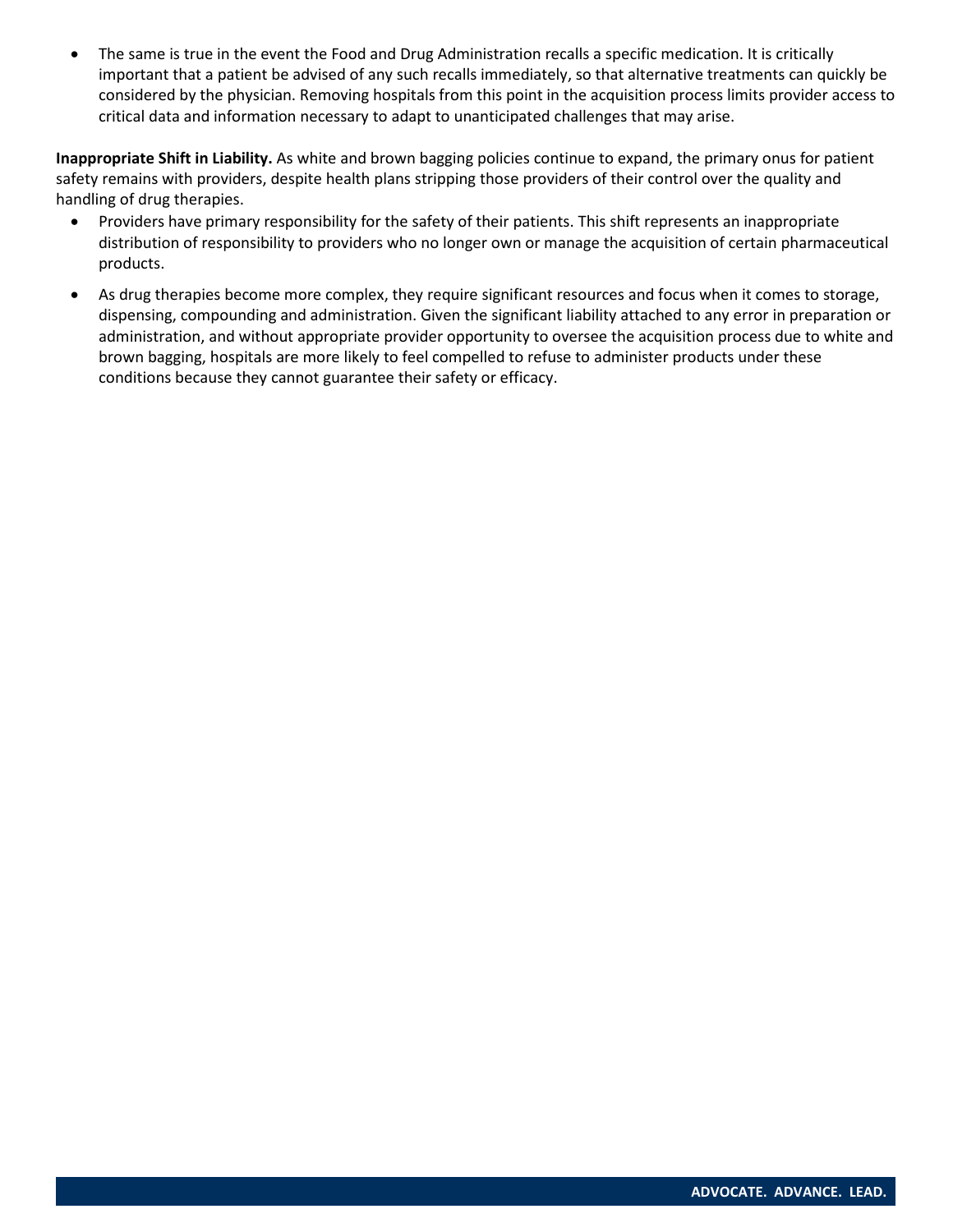- The same is true in the event the Food and Drug Administration recalls a specific medication. It is critically important that a patient be advised of any such recalls immediately, so that alternative treatments can quickly be considered by the physician. Removing hospitals from this point in the acquisition process limits provider access to critical data and information necessary to adapt to unanticipated challenges that may arise.

**Inappropriate Shift in Liability.** As white and brown bagging policies continue to expand, the primary onus for patient safety remains with providers, despite health plans stripping those providers of their control over the quality and handling of drug therapies.

- Providers have primary responsibility for the safety of their patients. This shift represents an inappropriate distribution of responsibility to providers who no longer own or manage the acquisition of certain pharmaceutical products.
- As drug therapies become more complex, they require significant resources and focus when it comes to storage, dispensing, compounding and administration. Given the significant liability attached to any error in preparation or administration, and without appropriate provider opportunity to oversee the acquisition process due to white and brown bagging, hospitals are more likely to feel compelled to refuse to administer products under these conditions because they cannot guarantee their safety or efficacy.